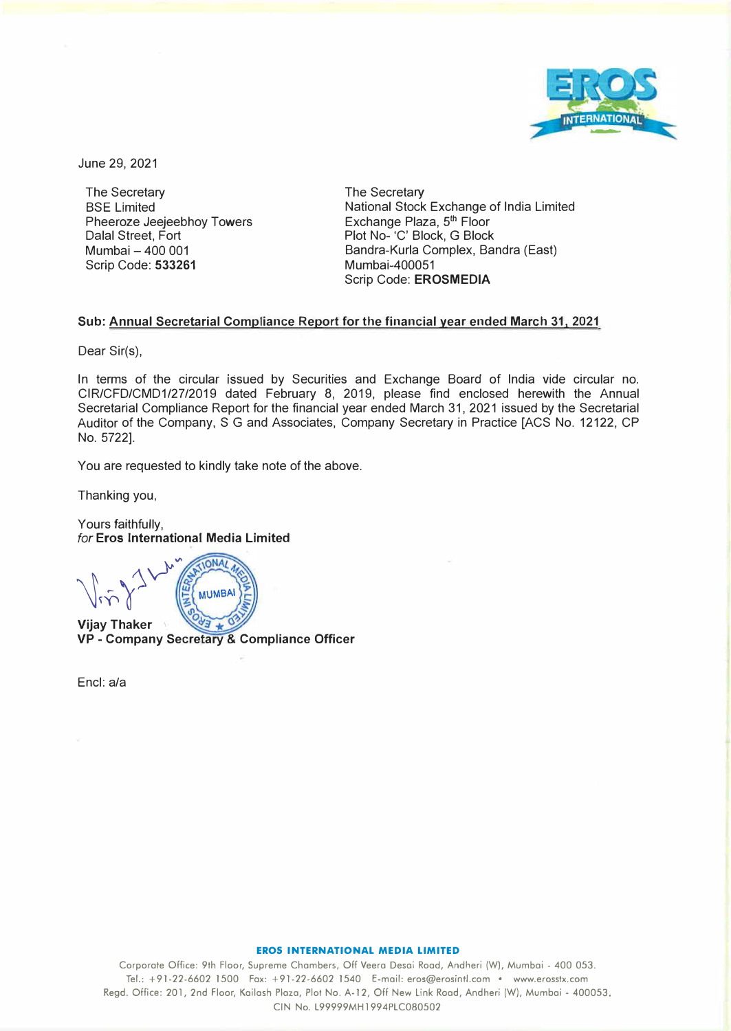June 29, 2021

The Secretary
BSE Limited
Pheeroze Jeejeebhoy Towers
Dalal Street, Fort
Mumbai – 400 001
Scrip Code: **533261**

The Secretary
National Stock Exchange of India Limited
Exchange Plaza, 5th Floor
Plot No- 'C' Block, G Block
Bandra-Kurla Complex, Bandra (East)
Mumbai-400051
Scrip Code: **EROSMEDIA**

**Sub: Annual Secretarial Compliance Report for the financial year ended March 31, 2021**

Dear Sir(s),

In terms of the circular issued by Securities and Exchange Board of India vide circular no. CIR/CFD/CMD1/27/2019 dated February 8, 2019, please find enclosed herewith the Annual Secretarial Compliance Report for the financial year ended March 31, 2021 issued by the Secretarial Auditor of the Company, S G and Associates, Company Secretary in Practice [ACS No. 12122, CP No. 5722].

You are requested to kindly take note of the above.

Thanking you,

Yours faithfully,
*for* **Eros International Media Limited**

**Vijay Thaker**
**VP - Company Secretary & Compliance Officer**

Encl: a/a

**EROS INTERNATIONAL MEDIA LIMITED**
Corporate Office: 9th Floor, Supreme Chambers, Off Veera Desai Road, Andheri (W), Mumbai - 400 053.
Tel.: +91-22-6602 1500 Fax: +91-22-6602 1540 E-mail: eros@erosintl.com • www.erosstx.com
Regd. Office: 201, 2nd Floor, Kailash Plaza, Plot No. A-12, Off New Link Road, Andheri (W), Mumbai - 400053.
CIN No. L99999MH1994PLC080502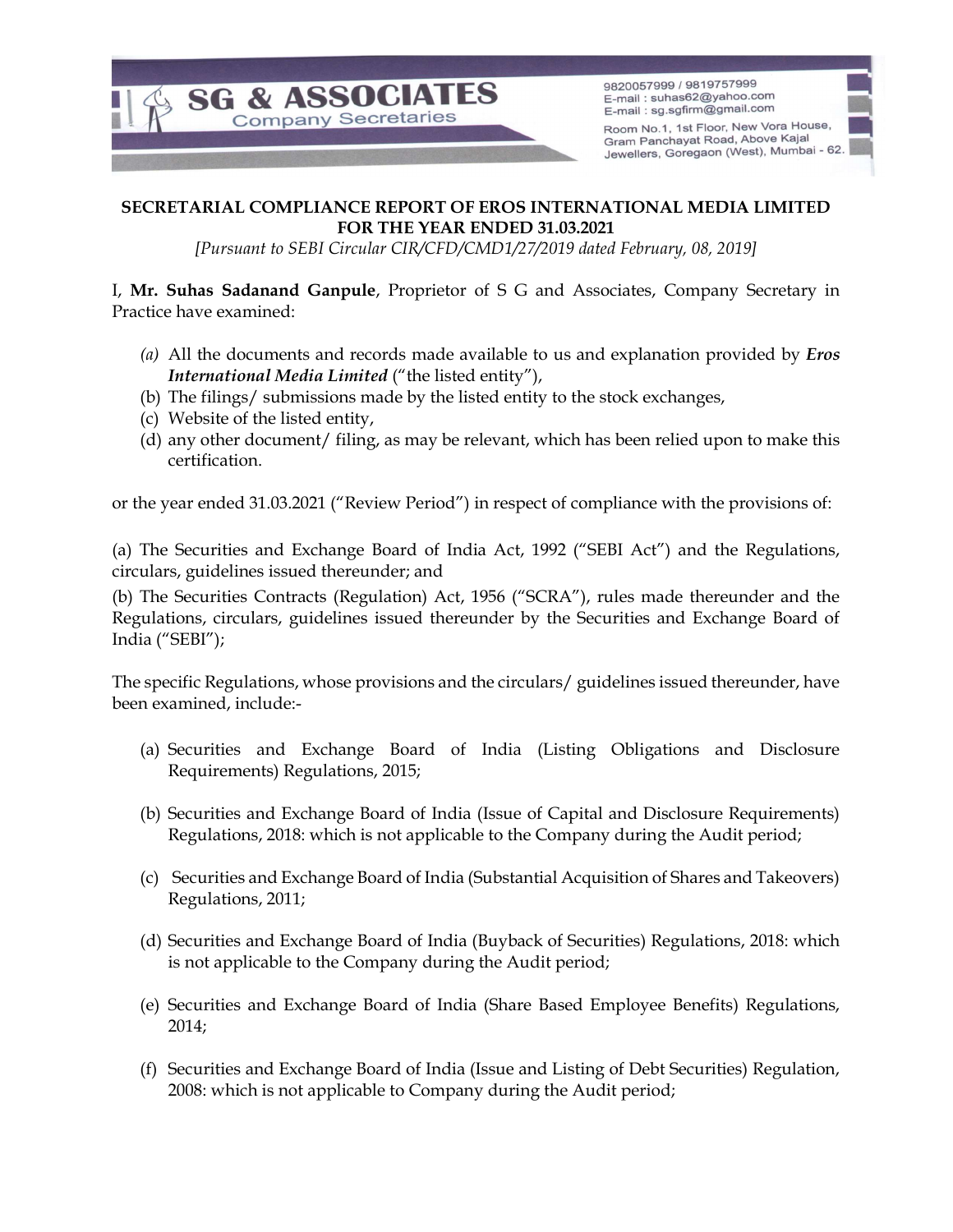SG & ASSOCIATES
Company Secretaries

9820057999 / 9819757999
E-mail : suhas62@yahoo.com
E-mail : sg.sgfirm@gmail.com
Room No.1, 1st Floor, New Vora House, Gram Panchayat Road, Above Kajal Jewellers, Goregaon (West), Mumbai - 62.

**SECRETARIAL COMPLIANCE REPORT OF EROS INTERNATIONAL MEDIA LIMITED FOR THE YEAR ENDED 31.03.2021**

*[Pursuant to SEBI Circular CIR/CFD/CMD1/27/2019 dated February, 08, 2019]*

I, **Mr. Suhas Sadanand Ganpule**, Proprietor of S G and Associates, Company Secretary in Practice have examined:

*(a)* All the documents and records made available to us and explanation provided by ***Eros International Media Limited*** ("the listed entity"),

(b) The filings/ submissions made by the listed entity to the stock exchanges,

(c) Website of the listed entity,

(d) any other document/ filing, as may be relevant, which has been relied upon to make this certification.

or the year ended 31.03.2021 ("Review Period") in respect of compliance with the provisions of:

(a) The Securities and Exchange Board of India Act, 1992 ("SEBI Act") and the Regulations, circulars, guidelines issued thereunder; and

(b) The Securities Contracts (Regulation) Act, 1956 ("SCRA"), rules made thereunder and the Regulations, circulars, guidelines issued thereunder by the Securities and Exchange Board of India ("SEBI");

The specific Regulations, whose provisions and the circulars/ guidelines issued thereunder, have been examined, include:-

(a) Securities and Exchange Board of India (Listing Obligations and Disclosure Requirements) Regulations, 2015;

(b) Securities and Exchange Board of India (Issue of Capital and Disclosure Requirements) Regulations, 2018: which is not applicable to the Company during the Audit period;

(c) Securities and Exchange Board of India (Substantial Acquisition of Shares and Takeovers) Regulations, 2011;

(d) Securities and Exchange Board of India (Buyback of Securities) Regulations, 2018: which is not applicable to the Company during the Audit period;

(e) Securities and Exchange Board of India (Share Based Employee Benefits) Regulations, 2014;

(f) Securities and Exchange Board of India (Issue and Listing of Debt Securities) Regulation, 2008: which is not applicable to Company during the Audit period;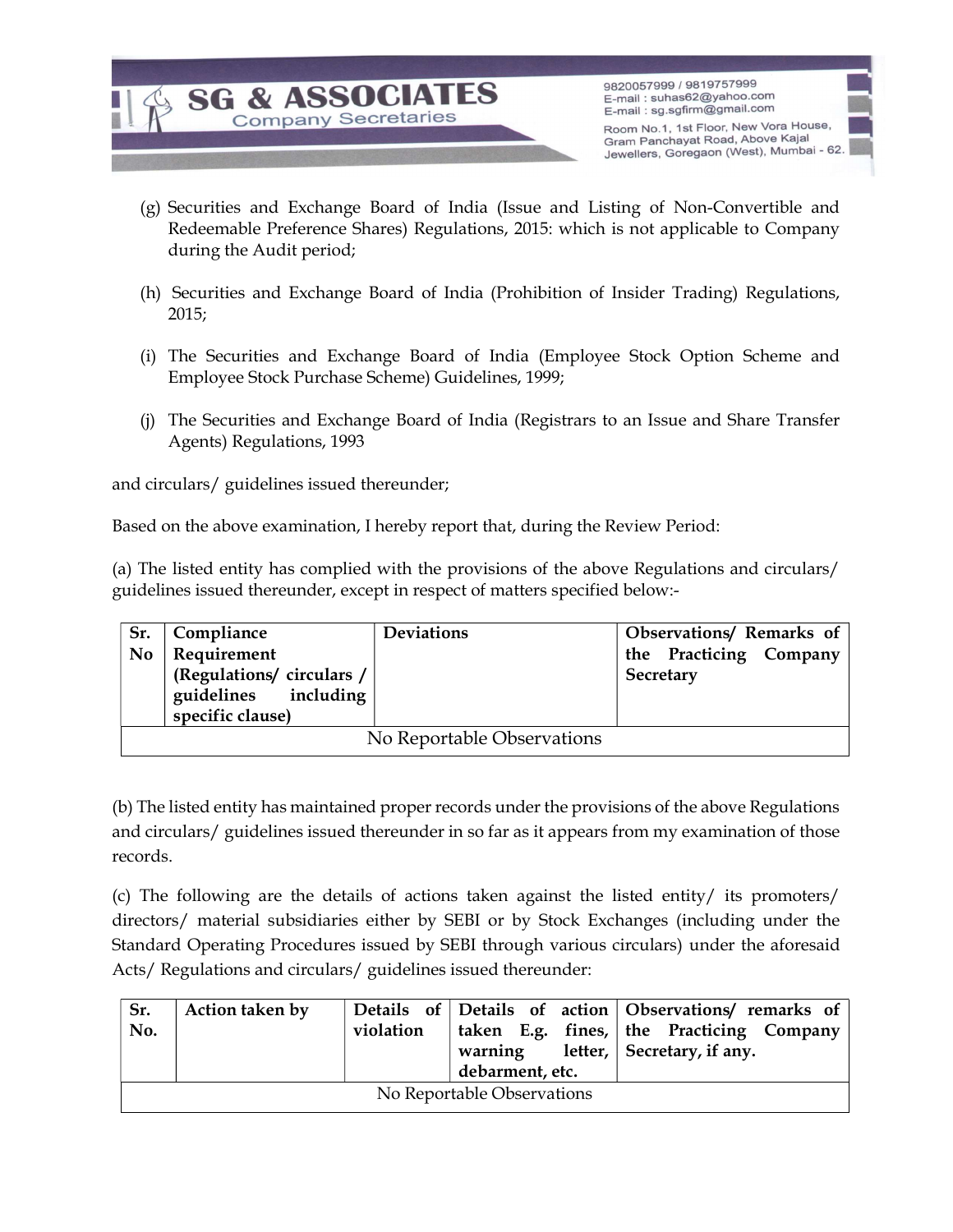(g) Securities and Exchange Board of India (Issue and Listing of Non-Convertible and Redeemable Preference Shares) Regulations, 2015: which is not applicable to Company during the Audit period;

(h) Securities and Exchange Board of India (Prohibition of Insider Trading) Regulations, 2015;

(i) The Securities and Exchange Board of India (Employee Stock Option Scheme and Employee Stock Purchase Scheme) Guidelines, 1999;

(j) The Securities and Exchange Board of India (Registrars to an Issue and Share Transfer Agents) Regulations, 1993

and circulars/ guidelines issued thereunder;

Based on the above examination, I hereby report that, during the Review Period:

(a) The listed entity has complied with the provisions of the above Regulations and circulars/ guidelines issued thereunder, except in respect of matters specified below:-

| **Sr. No** | **Compliance Requirement (Regulations/ circulars / guidelines including specific clause)** | **Deviations** | **Observations/ Remarks of the Practicing Company Secretary** |
|---|---|---|---|
| No Reportable Observations | | | |

(b) The listed entity has maintained proper records under the provisions of the above Regulations and circulars/ guidelines issued thereunder in so far as it appears from my examination of those records.

(c) The following are the details of actions taken against the listed entity/ its promoters/ directors/ material subsidiaries either by SEBI or by Stock Exchanges (including under the Standard Operating Procedures issued by SEBI through various circulars) under the aforesaid Acts/ Regulations and circulars/ guidelines issued thereunder:

| **Sr. No.** | **Action taken by** | **Details of violation** | **Details of action taken E.g. fines, warning letter, debarment, etc.** | **Observations/ remarks of the Practicing Company Secretary, if any.** |
|---|---|---|---|---|
| No Reportable Observations | | | | |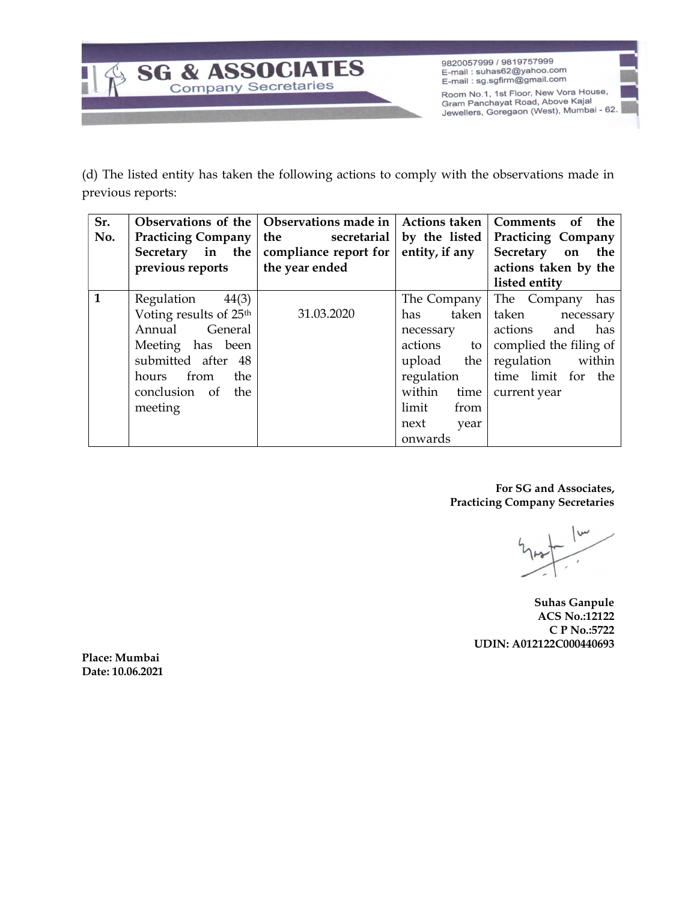(d) The listed entity has taken the following actions to comply with the observations made in previous reports:

| Sr. No. | Observations of the Practicing Company Secretary in the previous reports | Observations made in the secretarial compliance report for the year ended | Actions taken by the listed entity, if any | Comments of the Practicing Company Secretary on the actions taken by the listed entity |
|---|---|---|---|---|
| 1 | Regulation 44(3) Voting results of 25th Annual General Meeting has been submitted after 48 hours from the conclusion of the meeting | 31.03.2020 | The Company has taken necessary actions to upload the regulation within time limit from next year onwards | The Company has taken necessary actions and has complied the filing of regulation within time limit for the current year |

**For SG and Associates,**
**Practicing Company Secretaries**

**Suhas Ganpule**
**ACS No.:12122**
**C P No.:5722**
**UDIN: A012122C000440693**

**Place: Mumbai**
**Date: 10.06.2021**